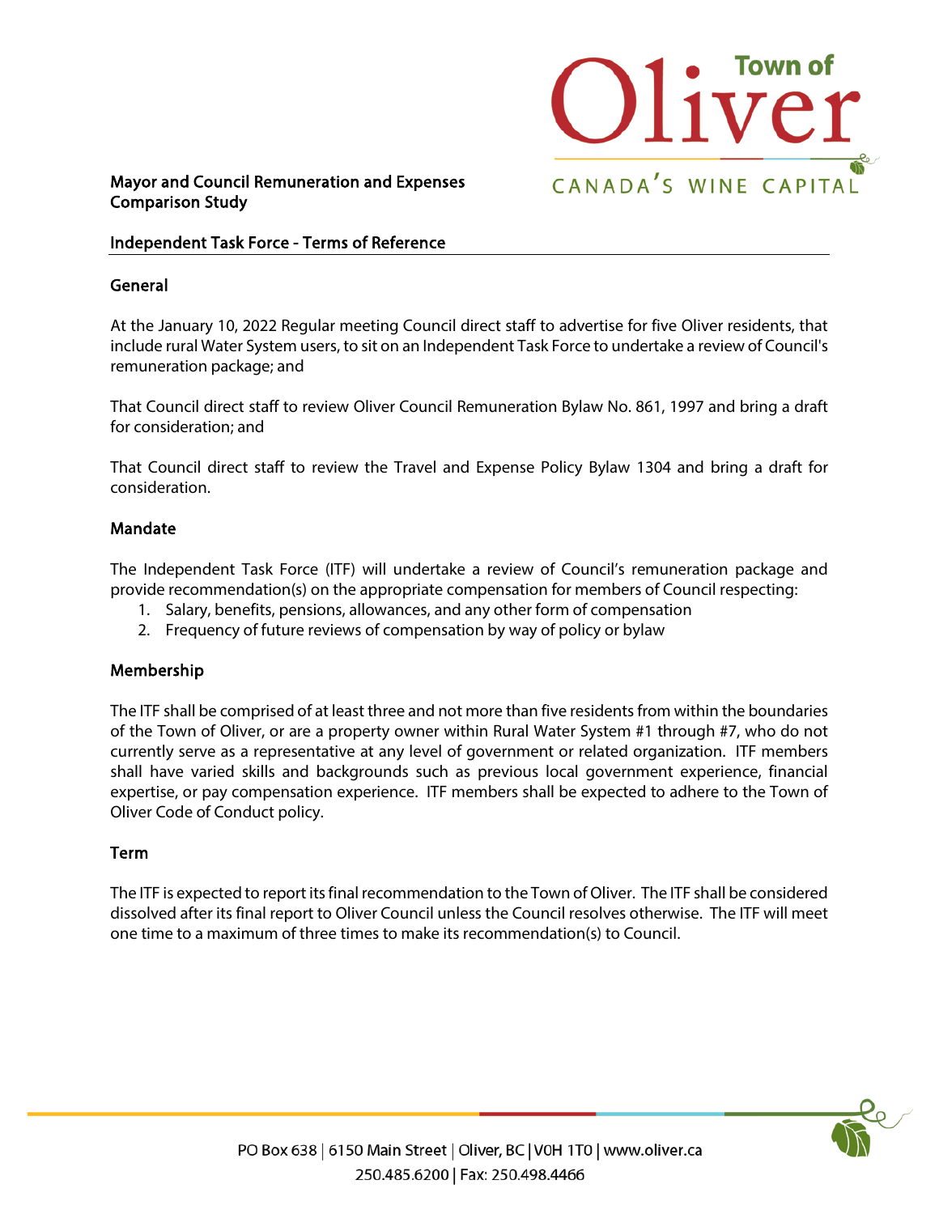# Mayor and Council Remuneration and Expenses Comparison Study

## Independent Task Force - Terms of Reference

### General

At the January 10, 2022 Regular meeting Council direct staff to advertise for five Oliver residents, that include rural Water System users, to sit on an Independent Task Force to undertake a review of Council's remuneration package; and

That Council direct staff to review Oliver Council Remuneration Bylaw No. 861, 1997 and bring a draft for consideration; and

That Council direct staff to review the Travel and Expense Policy Bylaw 1304 and bring a draft for consideration.

### Mandate

The Independent Task Force (ITF) will undertake a review of Council's remuneration package and provide recommendation(s) on the appropriate compensation for members of Council respecting:

1. Salary, benefits, pensions, allowances, and any other form of compensation
2. Frequency of future reviews of compensation by way of policy or bylaw

### Membership

The ITF shall be comprised of at least three and not more than five residents from within the boundaries of the Town of Oliver, or are a property owner within Rural Water System #1 through #7, who do not currently serve as a representative at any level of government or related organization. ITF members shall have varied skills and backgrounds such as previous local government experience, financial expertise, or pay compensation experience. ITF members shall be expected to adhere to the Town of Oliver Code of Conduct policy.

### Term

The ITF is expected to report its final recommendation to the Town of Oliver. The ITF shall be considered dissolved after its final report to Oliver Council unless the Council resolves otherwise. The ITF will meet one time to a maximum of three times to make its recommendation(s) to Council.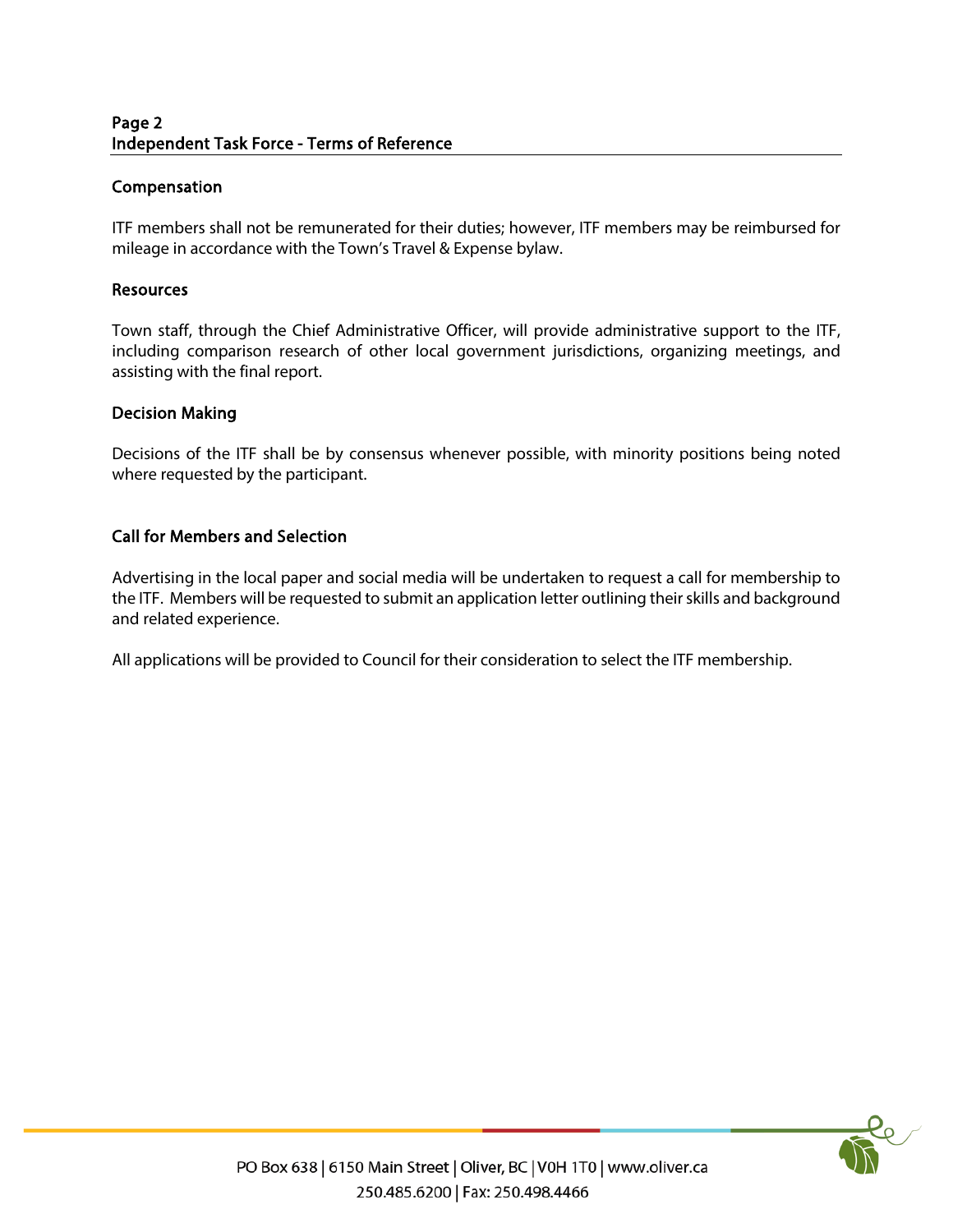## Compensation

ITF members shall not be remunerated for their duties; however, ITF members may be reimbursed for mileage in accordance with the Town's Travel & Expense bylaw.

## Resources

Town staff, through the Chief Administrative Officer, will provide administrative support to the ITF, including comparison research of other local government jurisdictions, organizing meetings, and assisting with the final report.

## Decision Making

Decisions of the ITF shall be by consensus whenever possible, with minority positions being noted where requested by the participant.

## Call for Members and Selection

Advertising in the local paper and social media will be undertaken to request a call for membership to the ITF. Members will be requested to submit an application letter outlining their skills and background and related experience.

All applications will be provided to Council for their consideration to select the ITF membership.